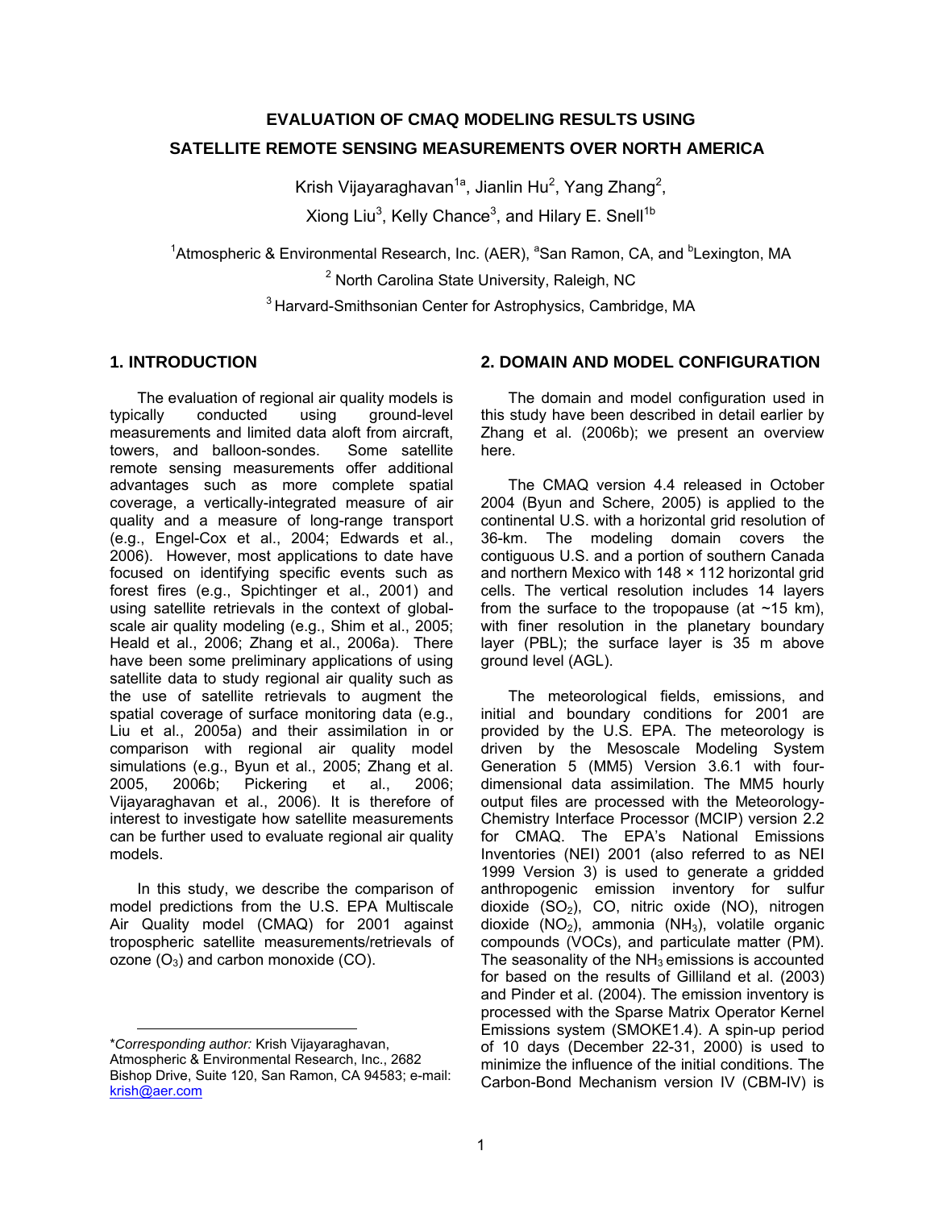# EVALUATION OF CMAQ MODELING RESULTS USING SATELLITE REMOTE SENSING MEASUREMENTS OVER NORTH AMERICA

Krish Vijayaraghavan[1a], Jianlin Hu[2], Yang Zhang[2], Xiong Liu[3], Kelly Chance[3], and Hilary E. Snell[1b]

[1]Atmospheric & Environmental Research, Inc. (AER), [a]San Ramon, CA, and [b]Lexington, MA

[2] North Carolina State University, Raleigh, NC

[3] Harvard-Smithsonian Center for Astrophysics, Cambridge, MA

## 1. INTRODUCTION

The evaluation of regional air quality models is typically conducted using ground-level measurements and limited data aloft from aircraft, towers, and balloon-sondes. Some satellite remote sensing measurements offer additional advantages such as more complete spatial coverage, a vertically-integrated measure of air quality and a measure of long-range transport (e.g., Engel-Cox et al., 2004; Edwards et al., 2006). However, most applications to date have focused on identifying specific events such as forest fires (e.g., Spichtinger et al., 2001) and using satellite retrievals in the context of global-scale air quality modeling (e.g., Shim et al., 2005; Heald et al., 2006; Zhang et al., 2006a). There have been some preliminary applications of using satellite data to study regional air quality such as the use of satellite retrievals to augment the spatial coverage of surface monitoring data (e.g., Liu et al., 2005a) and their assimilation in or comparison with regional air quality model simulations (e.g., Byun et al., 2005; Zhang et al. 2005, 2006b; Pickering et al., 2006; Vijayaraghavan et al., 2006). It is therefore of interest to investigate how satellite measurements can be further used to evaluate regional air quality models.

In this study, we describe the comparison of model predictions from the U.S. EPA Multiscale Air Quality model (CMAQ) for 2001 against tropospheric satellite measurements/retrievals of ozone ($O_3$) and carbon monoxide (CO).

*\*Corresponding author:* Krish Vijayaraghavan, Atmospheric & Environmental Research, Inc., 2682 Bishop Drive, Suite 120, San Ramon, CA 94583; e-mail: krish@aer.com

## 2. DOMAIN AND MODEL CONFIGURATION

The domain and model configuration used in this study have been described in detail earlier by Zhang et al. (2006b); we present an overview here.

The CMAQ version 4.4 released in October 2004 (Byun and Schere, 2005) is applied to the continental U.S. with a horizontal grid resolution of 36-km. The modeling domain covers the contiguous U.S. and a portion of southern Canada and northern Mexico with 148 × 112 horizontal grid cells. The vertical resolution includes 14 layers from the surface to the tropopause (at ~15 km), with finer resolution in the planetary boundary layer (PBL); the surface layer is 35 m above ground level (AGL).

The meteorological fields, emissions, and initial and boundary conditions for 2001 are provided by the U.S. EPA. The meteorology is driven by the Mesoscale Modeling System Generation 5 (MM5) Version 3.6.1 with four-dimensional data assimilation. The MM5 hourly output files are processed with the Meteorology-Chemistry Interface Processor (MCIP) version 2.2 for CMAQ. The EPA's National Emissions Inventories (NEI) 2001 (also referred to as NEI 1999 Version 3) is used to generate a gridded anthropogenic emission inventory for sulfur dioxide ($SO_2$), CO, nitric oxide (NO), nitrogen dioxide ($NO_2$), ammonia ($NH_3$), volatile organic compounds (VOCs), and particulate matter (PM). The seasonality of the $NH_3$ emissions is accounted for based on the results of Gilliland et al. (2003) and Pinder et al. (2004). The emission inventory is processed with the Sparse Matrix Operator Kernel Emissions system (SMOKE1.4). A spin-up period of 10 days (December 22-31, 2000) is used to minimize the influence of the initial conditions. The Carbon-Bond Mechanism version IV (CBM-IV) is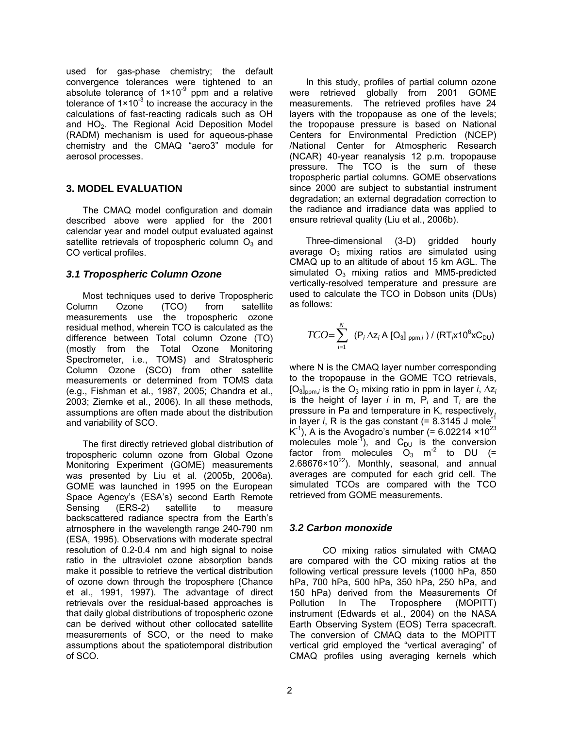used for gas-phase chemistry; the default convergence tolerances were tightened to an absolute tolerance of $1\times10^{-9}$ ppm and a relative tolerance of $1\times10^{-3}$ to increase the accuracy in the calculations of fast-reacting radicals such as OH and $HO_2$. The Regional Acid Deposition Model (RADM) mechanism is used for aqueous-phase chemistry and the CMAQ "aero3" module for aerosol processes.

## 3. MODEL EVALUATION

The CMAQ model configuration and domain described above were applied for the 2001 calendar year and model output evaluated against satellite retrievals of tropospheric column $O_3$ and CO vertical profiles.

### *3.1 Tropospheric Column Ozone*

Most techniques used to derive Tropospheric Column Ozone (TCO) from satellite measurements use the tropospheric ozone residual method, wherein TCO is calculated as the difference between Total column Ozone (TO) (mostly from the Total Ozone Monitoring Spectrometer, i.e., TOMS) and Stratospheric Column Ozone (SCO) from other satellite measurements or determined from TOMS data (e.g., Fishman et al., 1987, 2005; Chandra et al., 2003; Ziemke et al., 2006). In all these methods, assumptions are often made about the distribution and variability of SCO.

The first directly retrieved global distribution of tropospheric column ozone from Global Ozone Monitoring Experiment (GOME) measurements was presented by Liu et al. (2005b, 2006a). GOME was launched in 1995 on the European Space Agency's (ESA's) second Earth Remote Sensing (ERS-2) satellite to measure backscattered radiance spectra from the Earth's atmosphere in the wavelength range 240-790 nm (ESA, 1995). Observations with moderate spectral resolution of 0.2-0.4 nm and high signal to noise ratio in the ultraviolet ozone absorption bands make it possible to retrieve the vertical distribution of ozone down through the troposphere (Chance et al., 1991, 1997). The advantage of direct retrievals over the residual-based approaches is that daily global distributions of tropospheric ozone can be derived without other collocated satellite measurements of SCO, or the need to make assumptions about the spatiotemporal distribution of SCO.

In this study, profiles of partial column ozone were retrieved globally from 2001 GOME measurements. The retrieved profiles have 24 layers with the tropopause as one of the levels; the tropopause pressure is based on National Centers for Environmental Prediction (NCEP) /National Center for Atmospheric Research (NCAR) 40-year reanalysis 12 p.m. tropopause pressure. The TCO is the sum of these tropospheric partial columns. GOME observations since 2000 are subject to substantial instrument degradation; an external degradation correction to the radiance and irradiance data was applied to ensure retrieval quality (Liu et al., 2006b).

Three-dimensional (3-D) gridded hourly average $O_3$ mixing ratios are simulated using CMAQ up to an altitude of about 15 km AGL. The simulated $O_3$ mixing ratios and MM5-predicted vertically-resolved temperature and pressure are used to calculate the TCO in Dobson units (DUs) as follows:

$$TCO = \sum_{i=1}^{N} (P_i \, \Delta z_i \, A \, [O_3]_{ppm,i}) \,/\, (RT_i \times 10^6 \times C_{DU})$$

where N is the CMAQ layer number corresponding to the tropopause in the GOME TCO retrievals, $[O_3]_{ppm,i}$ is the $O_3$ mixing ratio in ppm in layer $i$, $\Delta z_i$ is the height of layer $i$ in m, $P_i$ and $T_i$ are the pressure in Pa and temperature in K, respectively, in layer $i$, R is the gas constant (= 8.3145 J mole$^{-1}$ K$^{-1}$), A is the Avogadro's number (= $6.02214\times10^{23}$ molecules mole$^{-1}$), and $C_{DU}$ is the conversion factor from molecules $O_3$ m$^{-2}$ to DU (= $2.68676\times10^{22}$). Monthly, seasonal, and annual averages are computed for each grid cell. The simulated TCOs are compared with the TCO retrieved from GOME measurements.

### *3.2 Carbon monoxide*

CO mixing ratios simulated with CMAQ are compared with the CO mixing ratios at the following vertical pressure levels (1000 hPa, 850 hPa, 700 hPa, 500 hPa, 350 hPa, 250 hPa, and 150 hPa) derived from the Measurements Of Pollution In The Troposphere (MOPITT) instrument (Edwards et al., 2004) on the NASA Earth Observing System (EOS) Terra spacecraft. The conversion of CMAQ data to the MOPITT vertical grid employed the "vertical averaging" of CMAQ profiles using averaging kernels which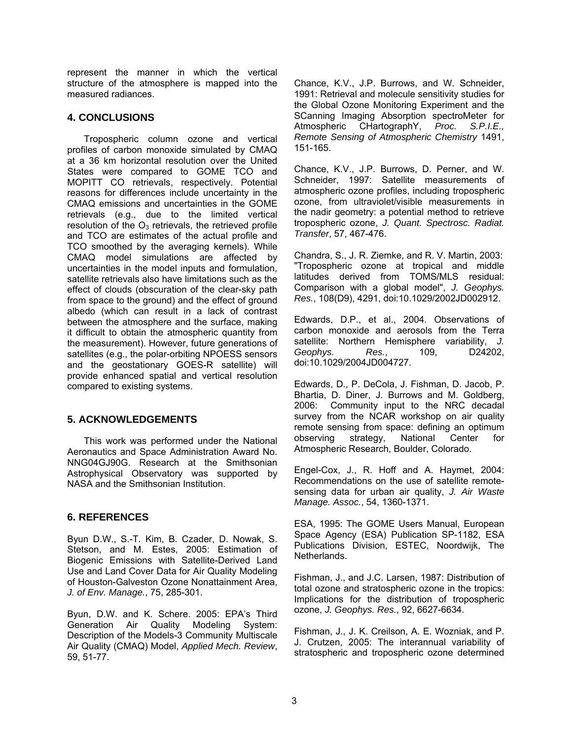represent the manner in which the vertical structure of the atmosphere is mapped into the measured radiances.

## 4. CONCLUSIONS

Tropospheric column ozone and vertical profiles of carbon monoxide simulated by CMAQ at a 36 km horizontal resolution over the United States were compared to GOME TCO and MOPITT CO retrievals, respectively. Potential reasons for differences include uncertainty in the CMAQ emissions and uncertainties in the GOME retrievals (e.g., due to the limited vertical resolution of the $O_3$ retrievals, the retrieved profile and TCO are estimates of the actual profile and TCO smoothed by the averaging kernels). While CMAQ model simulations are affected by uncertainties in the model inputs and formulation, satellite retrievals also have limitations such as the effect of clouds (obscuration of the clear-sky path from space to the ground) and the effect of ground albedo (which can result in a lack of contrast between the atmosphere and the surface, making it difficult to obtain the atmospheric quantity from the measurement). However, future generations of satellites (e.g., the polar-orbiting NPOESS sensors and the geostationary GOES-R satellite) will provide enhanced spatial and vertical resolution compared to existing systems.

## 5. ACKNOWLEDGEMENTS

This work was performed under the National Aeronautics and Space Administration Award No. NNG04GJ90G. Research at the Smithsonian Astrophysical Observatory was supported by NASA and the Smithsonian Institution.

## 6. REFERENCES

Byun D.W., S.-T. Kim, B. Czader, D. Nowak, S. Stetson, and M. Estes, 2005: Estimation of Biogenic Emissions with Satellite-Derived Land Use and Land Cover Data for Air Quality Modeling of Houston-Galveston Ozone Nonattainment Area, *J. of Env. Manage.*, 75, 285-301.

Byun, D.W. and K. Schere. 2005: EPA's Third Generation Air Quality Modeling System: Description of the Models-3 Community Multiscale Air Quality (CMAQ) Model, *Applied Mech. Review*, 59, 51-77.

Chance, K.V., J.P. Burrows, and W. Schneider, 1991: Retrieval and molecule sensitivity studies for the Global Ozone Monitoring Experiment and the SCanning Imaging Absorption spectroMeter for Atmospheric CHartographY, *Proc. S.P.I.E., Remote Sensing of Atmospheric Chemistry* 1491, 151-165.

Chance, K.V., J.P. Burrows, D. Perner, and W. Schneider, 1997: Satellite measurements of atmospheric ozone profiles, including tropospheric ozone, from ultraviolet/visible measurements in the nadir geometry: a potential method to retrieve tropospheric ozone, *J. Quant. Spectrosc. Radiat. Transfer*, 57, 467-476.

Chandra, S., J. R. Ziemke, and R. V. Martin, 2003: "Tropospheric ozone at tropical and middle latitudes derived from TOMS/MLS residual: Comparison with a global model", *J. Geophys. Res.*, 108(D9), 4291, doi:10.1029/2002JD002912.

Edwards, D.P., et al., 2004. Observations of carbon monoxide and aerosols from the Terra satellite: Northern Hemisphere variability, *J. Geophys. Res.*, 109, D24202, doi:10.1029/2004JD004727.

Edwards, D., P. DeCola, J. Fishman, D. Jacob, P. Bhartia, D. Diner, J. Burrows and M. Goldberg, 2006: Community input to the NRC decadal survey from the NCAR workshop on air quality remote sensing from space: defining an optimum observing strategy, National Center for Atmospheric Research, Boulder, Colorado.

Engel-Cox, J., R. Hoff and A. Haymet, 2004: Recommendations on the use of satellite remote-sensing data for urban air quality, *J. Air Waste Manage. Assoc.*, 54, 1360-1371.

ESA, 1995: The GOME Users Manual, European Space Agency (ESA) Publication SP-1182, ESA Publications Division, ESTEC, Noordwijk, The Netherlands.

Fishman, J., and J.C. Larsen, 1987: Distribution of total ozone and stratospheric ozone in the tropics: Implications for the distribution of tropospheric ozone, *J. Geophys. Res.*, 92, 6627-6634.

Fishman, J., J. K. Creilson, A. E. Wozniak, and P. J. Crutzen, 2005: The interannual variability of stratospheric and tropospheric ozone determined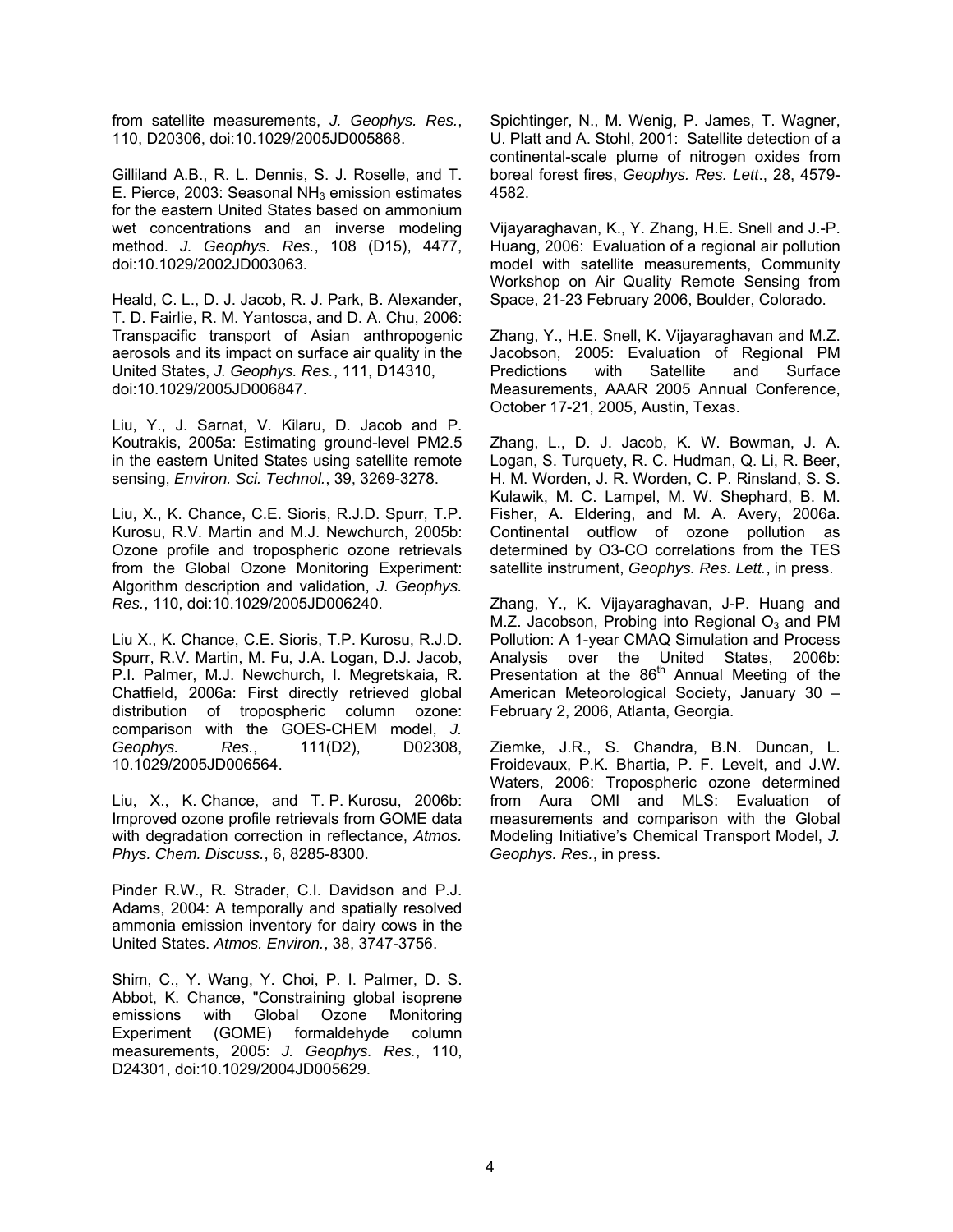from satellite measurements, *J. Geophys. Res.*, 110, D20306, doi:10.1029/2005JD005868.

Gilliland A.B., R. L. Dennis, S. J. Roselle, and T. E. Pierce, 2003: Seasonal $NH_3$ emission estimates for the eastern United States based on ammonium wet concentrations and an inverse modeling method. *J. Geophys. Res.*, 108 (D15), 4477, doi:10.1029/2002JD003063.

Heald, C. L., D. J. Jacob, R. J. Park, B. Alexander, T. D. Fairlie, R. M. Yantosca, and D. A. Chu, 2006: Transpacific transport of Asian anthropogenic aerosols and its impact on surface air quality in the United States, *J. Geophys. Res.*, 111, D14310, doi:10.1029/2005JD006847.

Liu, Y., J. Sarnat, V. Kilaru, D. Jacob and P. Koutrakis, 2005a: Estimating ground-level PM2.5 in the eastern United States using satellite remote sensing, *Environ. Sci. Technol.*, 39, 3269-3278.

Liu, X., K. Chance, C.E. Sioris, R.J.D. Spurr, T.P. Kurosu, R.V. Martin and M.J. Newchurch, 2005b: Ozone profile and tropospheric ozone retrievals from the Global Ozone Monitoring Experiment: Algorithm description and validation, *J. Geophys. Res.*, 110, doi:10.1029/2005JD006240.

Liu X., K. Chance, C.E. Sioris, T.P. Kurosu, R.J.D. Spurr, R.V. Martin, M. Fu, J.A. Logan, D.J. Jacob, P.I. Palmer, M.J. Newchurch, I. Megretskaia, R. Chatfield, 2006a: First directly retrieved global distribution of tropospheric column ozone: comparison with the GOES-CHEM model, *J. Geophys. Res.*, 111(D2), D02308, 10.1029/2005JD006564.

Liu, X., K. Chance, and T. P. Kurosu, 2006b: Improved ozone profile retrievals from GOME data with degradation correction in reflectance, *Atmos. Phys. Chem. Discuss.*, 6, 8285-8300.

Pinder R.W., R. Strader, C.I. Davidson and P.J. Adams, 2004: A temporally and spatially resolved ammonia emission inventory for dairy cows in the United States. *Atmos. Environ.*, 38, 3747-3756.

Shim, C., Y. Wang, Y. Choi, P. I. Palmer, D. S. Abbot, K. Chance, "Constraining global isoprene emissions with Global Ozone Monitoring Experiment (GOME) formaldehyde column measurements, 2005: *J. Geophys. Res.*, 110, D24301, doi:10.1029/2004JD005629.

Spichtinger, N., M. Wenig, P. James, T. Wagner, U. Platt and A. Stohl, 2001: Satellite detection of a continental-scale plume of nitrogen oxides from boreal forest fires, *Geophys. Res. Lett*., 28, 4579-4582.

Vijayaraghavan, K., Y. Zhang, H.E. Snell and J.-P. Huang, 2006: Evaluation of a regional air pollution model with satellite measurements, Community Workshop on Air Quality Remote Sensing from Space, 21-23 February 2006, Boulder, Colorado.

Zhang, Y., H.E. Snell, K. Vijayaraghavan and M.Z. Jacobson, 2005: Evaluation of Regional PM Predictions with Satellite and Surface Measurements, AAAR 2005 Annual Conference, October 17-21, 2005, Austin, Texas.

Zhang, L., D. J. Jacob, K. W. Bowman, J. A. Logan, S. Turquety, R. C. Hudman, Q. Li, R. Beer, H. M. Worden, J. R. Worden, C. P. Rinsland, S. S. Kulawik, M. C. Lampel, M. W. Shephard, B. M. Fisher, A. Eldering, and M. A. Avery, 2006a. Continental outflow of ozone pollution as determined by O3-CO correlations from the TES satellite instrument, *Geophys. Res. Lett.*, in press.

Zhang, Y., K. Vijayaraghavan, J-P. Huang and M.Z. Jacobson, Probing into Regional $O_3$ and PM Pollution: A 1-year CMAQ Simulation and Process Analysis over the United States, 2006b: Presentation at the 86th Annual Meeting of the American Meteorological Society, January 30 – February 2, 2006, Atlanta, Georgia.

Ziemke, J.R., S. Chandra, B.N. Duncan, L. Froidevaux, P.K. Bhartia, P. F. Levelt, and J.W. Waters, 2006: Tropospheric ozone determined from Aura OMI and MLS: Evaluation of measurements and comparison with the Global Modeling Initiative's Chemical Transport Model, *J. Geophys. Res.*, in press.